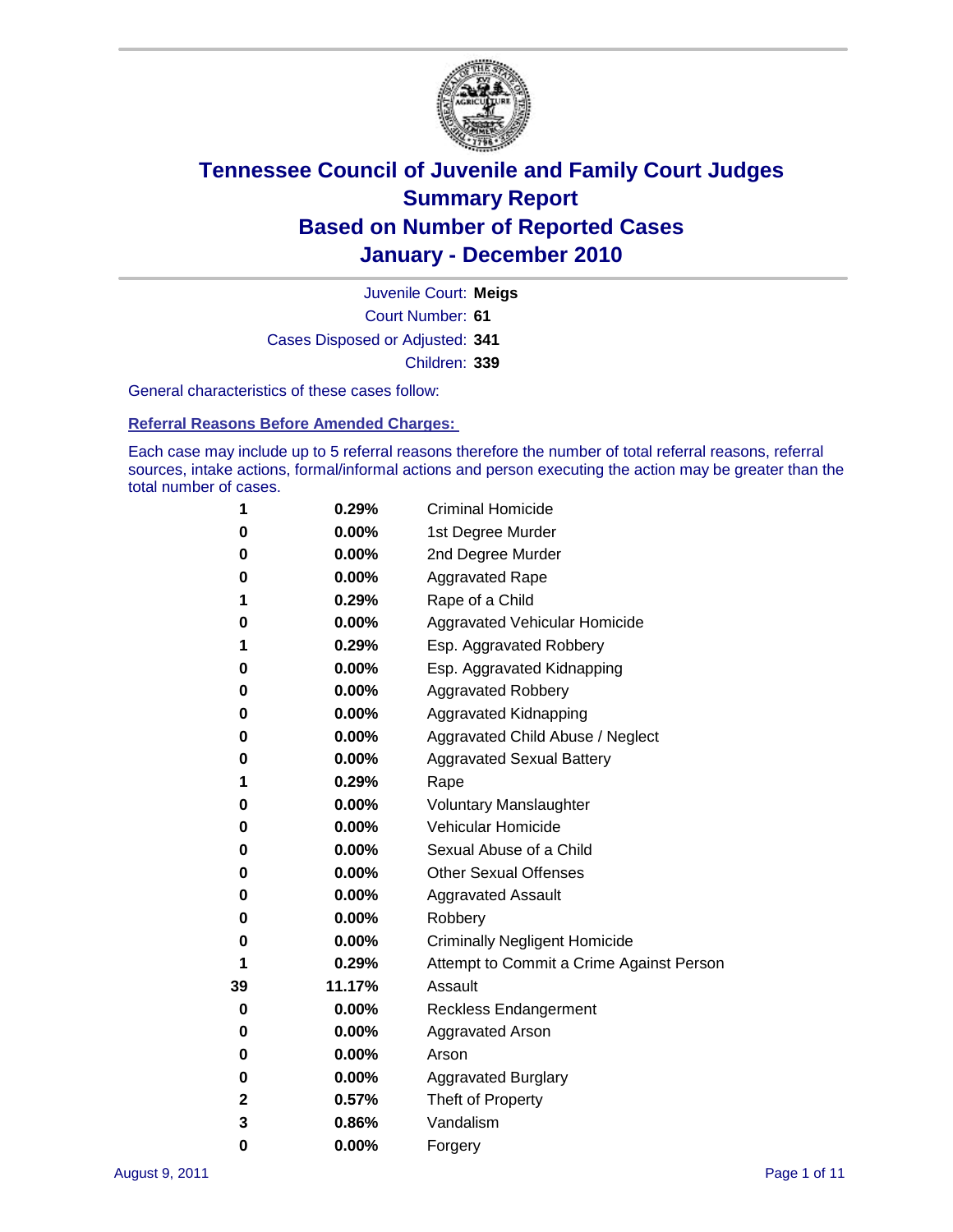# Tennessee Council of Juvenile and Family Court Judges
## Summary Report
## Based on Number of Reported Cases
## January - December 2010

Juvenile Court: **Meigs**
Court Number: **61**
Cases Disposed or Adjusted: **341**
Children: **339**

General characteristics of these cases follow:

### Referral Reasons Before Amended Charges:

Each case may include up to 5 referral reasons therefore the number of total referral reasons, referral sources, intake actions, formal/informal actions and person executing the action may be greater than the total number of cases.

| Count | Percent | Referral Reason |
|---|---|---|
| 1 | 0.29% | Criminal Homicide |
| 0 | 0.00% | 1st Degree Murder |
| 0 | 0.00% | 2nd Degree Murder |
| 0 | 0.00% | Aggravated Rape |
| 1 | 0.29% | Rape of a Child |
| 0 | 0.00% | Aggravated Vehicular Homicide |
| 1 | 0.29% | Esp. Aggravated Robbery |
| 0 | 0.00% | Esp. Aggravated Kidnapping |
| 0 | 0.00% | Aggravated Robbery |
| 0 | 0.00% | Aggravated Kidnapping |
| 0 | 0.00% | Aggravated Child Abuse / Neglect |
| 0 | 0.00% | Aggravated Sexual Battery |
| 1 | 0.29% | Rape |
| 0 | 0.00% | Voluntary Manslaughter |
| 0 | 0.00% | Vehicular Homicide |
| 0 | 0.00% | Sexual Abuse of a Child |
| 0 | 0.00% | Other Sexual Offenses |
| 0 | 0.00% | Aggravated Assault |
| 0 | 0.00% | Robbery |
| 0 | 0.00% | Criminally Negligent Homicide |
| 1 | 0.29% | Attempt to Commit a Crime Against Person |
| 39 | 11.17% | Assault |
| 0 | 0.00% | Reckless Endangerment |
| 0 | 0.00% | Aggravated Arson |
| 0 | 0.00% | Arson |
| 0 | 0.00% | Aggravated Burglary |
| 2 | 0.57% | Theft of Property |
| 3 | 0.86% | Vandalism |
| 0 | 0.00% | Forgery |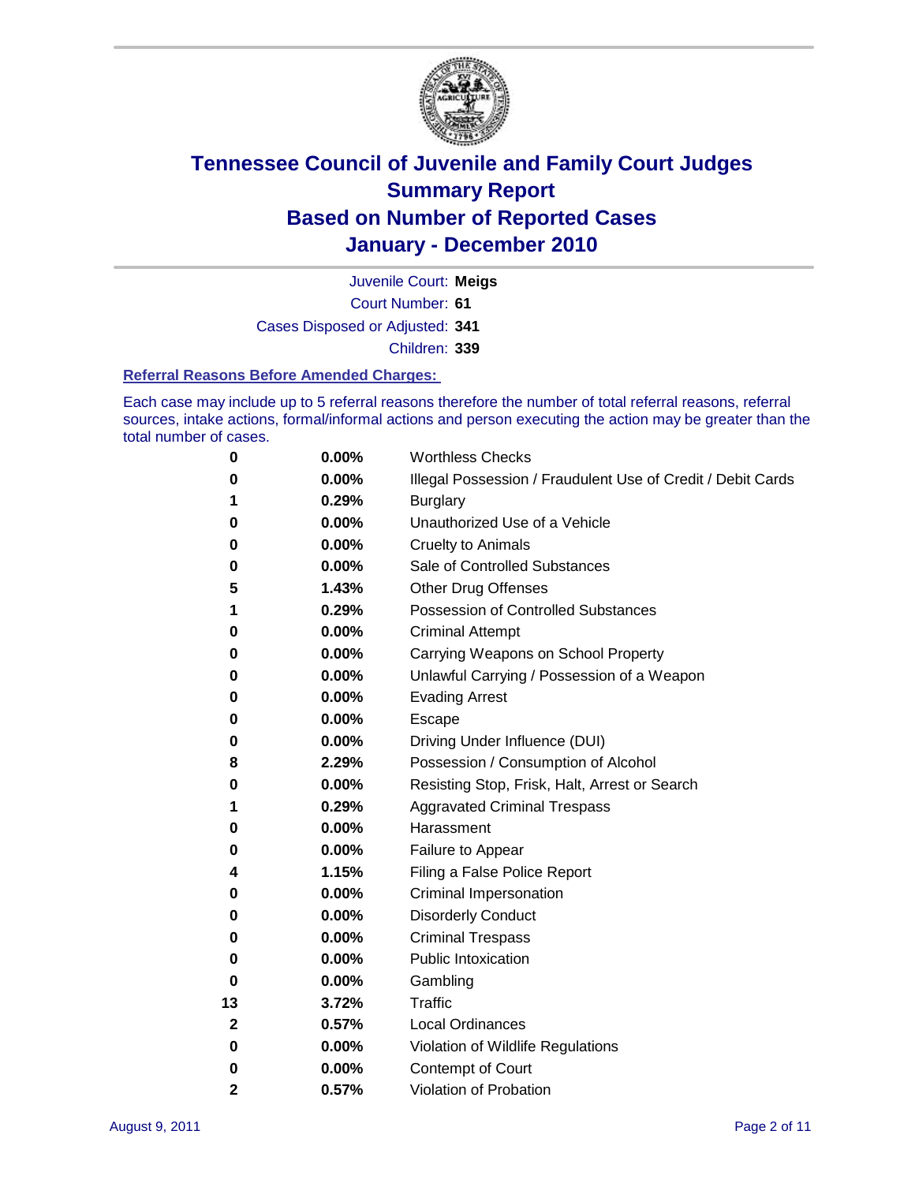# Tennessee Council of Juvenile and Family Court Judges
## Summary Report
## Based on Number of Reported Cases
## January - December 2010

Juvenile Court: **Meigs**

Court Number: **61**

Cases Disposed or Adjusted: **341**

Children: **339**

### Referral Reasons Before Amended Charges:

Each case may include up to 5 referral reasons therefore the number of total referral reasons, referral sources, intake actions, formal/informal actions and person executing the action may be greater than the total number of cases.

| Count | Percent | Referral Reason |
|---|---|---|
| 0 | 0.00% | Worthless Checks |
| 0 | 0.00% | Illegal Possession / Fraudulent Use of Credit / Debit Cards |
| 1 | 0.29% | Burglary |
| 0 | 0.00% | Unauthorized Use of a Vehicle |
| 0 | 0.00% | Cruelty to Animals |
| 0 | 0.00% | Sale of Controlled Substances |
| 5 | 1.43% | Other Drug Offenses |
| 1 | 0.29% | Possession of Controlled Substances |
| 0 | 0.00% | Criminal Attempt |
| 0 | 0.00% | Carrying Weapons on School Property |
| 0 | 0.00% | Unlawful Carrying / Possession of a Weapon |
| 0 | 0.00% | Evading Arrest |
| 0 | 0.00% | Escape |
| 0 | 0.00% | Driving Under Influence (DUI) |
| 8 | 2.29% | Possession / Consumption of Alcohol |
| 0 | 0.00% | Resisting Stop, Frisk, Halt, Arrest or Search |
| 1 | 0.29% | Aggravated Criminal Trespass |
| 0 | 0.00% | Harassment |
| 0 | 0.00% | Failure to Appear |
| 4 | 1.15% | Filing a False Police Report |
| 0 | 0.00% | Criminal Impersonation |
| 0 | 0.00% | Disorderly Conduct |
| 0 | 0.00% | Criminal Trespass |
| 0 | 0.00% | Public Intoxication |
| 0 | 0.00% | Gambling |
| 13 | 3.72% | Traffic |
| 2 | 0.57% | Local Ordinances |
| 0 | 0.00% | Violation of Wildlife Regulations |
| 0 | 0.00% | Contempt of Court |
| 2 | 0.57% | Violation of Probation |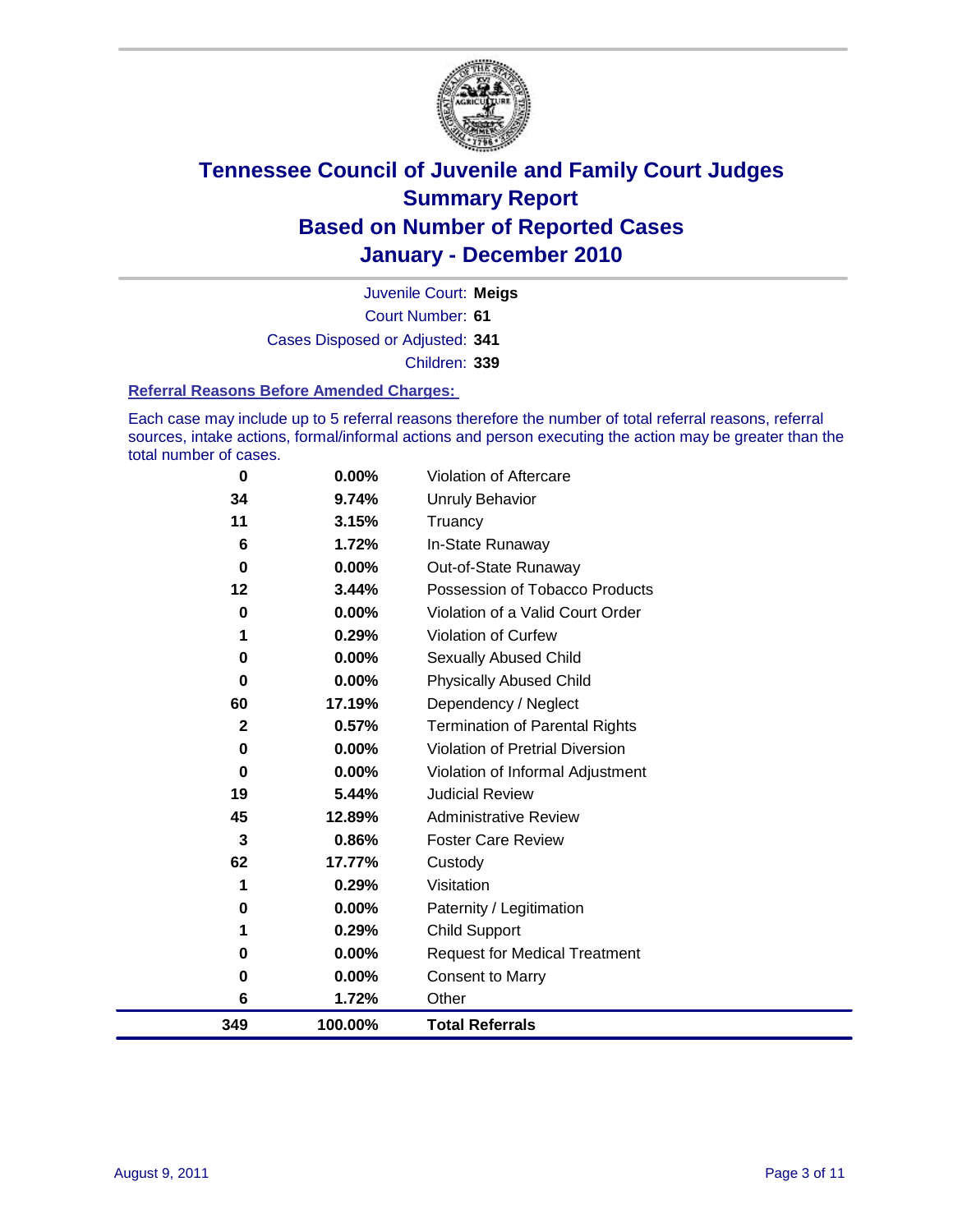# Tennessee Council of Juvenile and Family Court Judges
## Summary Report
## Based on Number of Reported Cases
## January - December 2010

Juvenile Court: **Meigs**

Court Number: **61**

Cases Disposed or Adjusted: **341**

Children: **339**

### Referral Reasons Before Amended Charges:

Each case may include up to 5 referral reasons therefore the number of total referral reasons, referral sources, intake actions, formal/informal actions and person executing the action may be greater than the total number of cases.

| | | |
|---|---|---|
| 0 | 0.00% | Violation of Aftercare |
| 34 | 9.74% | Unruly Behavior |
| 11 | 3.15% | Truancy |
| 6 | 1.72% | In-State Runaway |
| 0 | 0.00% | Out-of-State Runaway |
| 12 | 3.44% | Possession of Tobacco Products |
| 0 | 0.00% | Violation of a Valid Court Order |
| 1 | 0.29% | Violation of Curfew |
| 0 | 0.00% | Sexually Abused Child |
| 0 | 0.00% | Physically Abused Child |
| 60 | 17.19% | Dependency / Neglect |
| 2 | 0.57% | Termination of Parental Rights |
| 0 | 0.00% | Violation of Pretrial Diversion |
| 0 | 0.00% | Violation of Informal Adjustment |
| 19 | 5.44% | Judicial Review |
| 45 | 12.89% | Administrative Review |
| 3 | 0.86% | Foster Care Review |
| 62 | 17.77% | Custody |
| 1 | 0.29% | Visitation |
| 0 | 0.00% | Paternity / Legitimation |
| 1 | 0.29% | Child Support |
| 0 | 0.00% | Request for Medical Treatment |
| 0 | 0.00% | Consent to Marry |
| 6 | 1.72% | Other |
| **349** | **100.00%** | **Total Referrals** |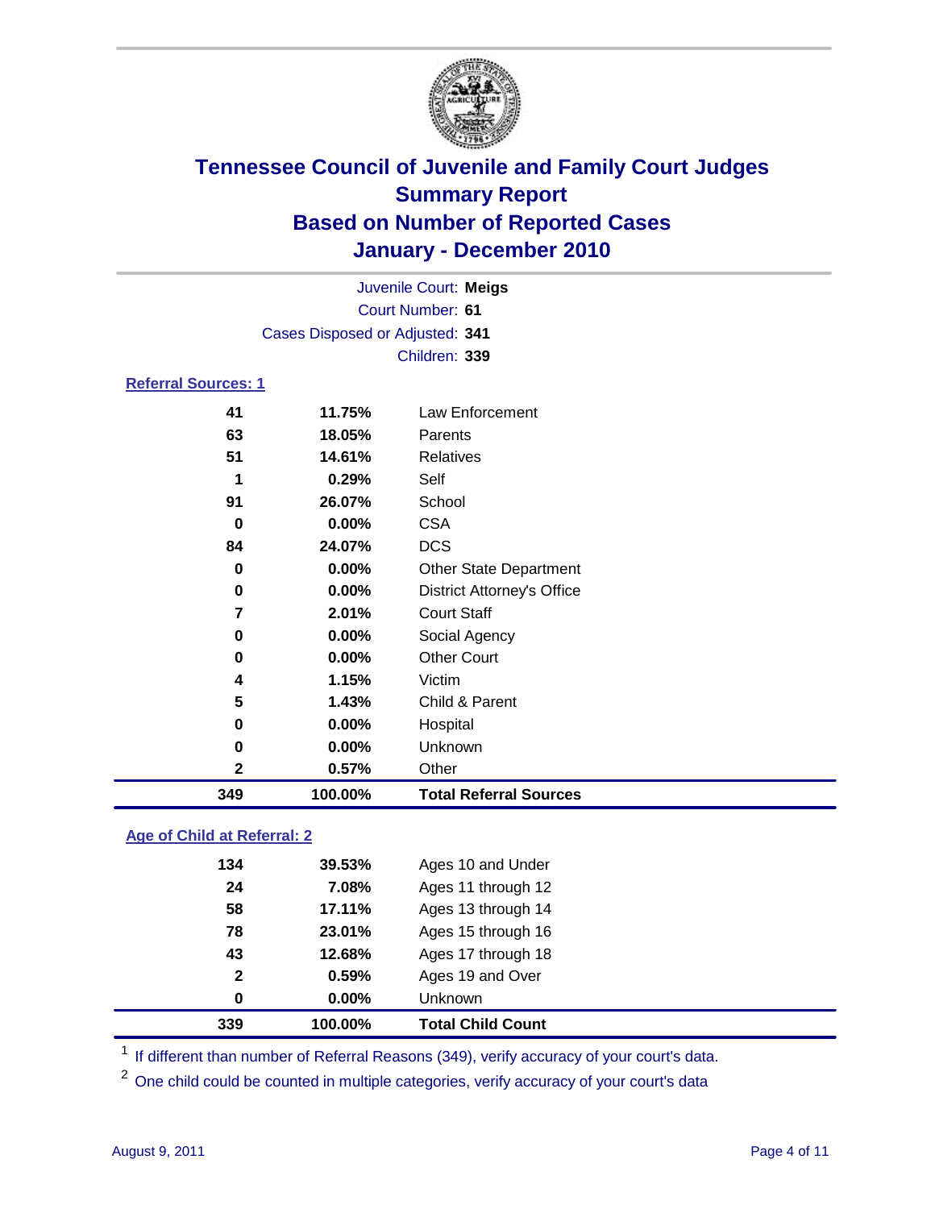# Tennessee Council of Juvenile and Family Court Judges
## Summary Report
## Based on Number of Reported Cases
## January - December 2010

Juvenile Court: **Meigs**
Court Number: **61**
Cases Disposed or Adjusted: **341**
Children: **339**

### Referral Sources: 1

| | | |
|---|---|---|
| 41 | 11.75% | Law Enforcement |
| 63 | 18.05% | Parents |
| 51 | 14.61% | Relatives |
| 1 | 0.29% | Self |
| 91 | 26.07% | School |
| 0 | 0.00% | CSA |
| 84 | 24.07% | DCS |
| 0 | 0.00% | Other State Department |
| 0 | 0.00% | District Attorney's Office |
| 7 | 2.01% | Court Staff |
| 0 | 0.00% | Social Agency |
| 0 | 0.00% | Other Court |
| 4 | 1.15% | Victim |
| 5 | 1.43% | Child & Parent |
| 0 | 0.00% | Hospital |
| 0 | 0.00% | Unknown |
| 2 | 0.57% | Other |
| **349** | **100.00%** | **Total Referral Sources** |

### Age of Child at Referral: 2

| | | |
|---|---|---|
| 134 | 39.53% | Ages 10 and Under |
| 24 | 7.08% | Ages 11 through 12 |
| 58 | 17.11% | Ages 13 through 14 |
| 78 | 23.01% | Ages 15 through 16 |
| 43 | 12.68% | Ages 17 through 18 |
| 2 | 0.59% | Ages 19 and Over |
| 0 | 0.00% | Unknown |
| **339** | **100.00%** | **Total Child Count** |

[1] If different than number of Referral Reasons (349), verify accuracy of your court's data.

[2] One child could be counted in multiple categories, verify accuracy of your court's data

August 9, 2011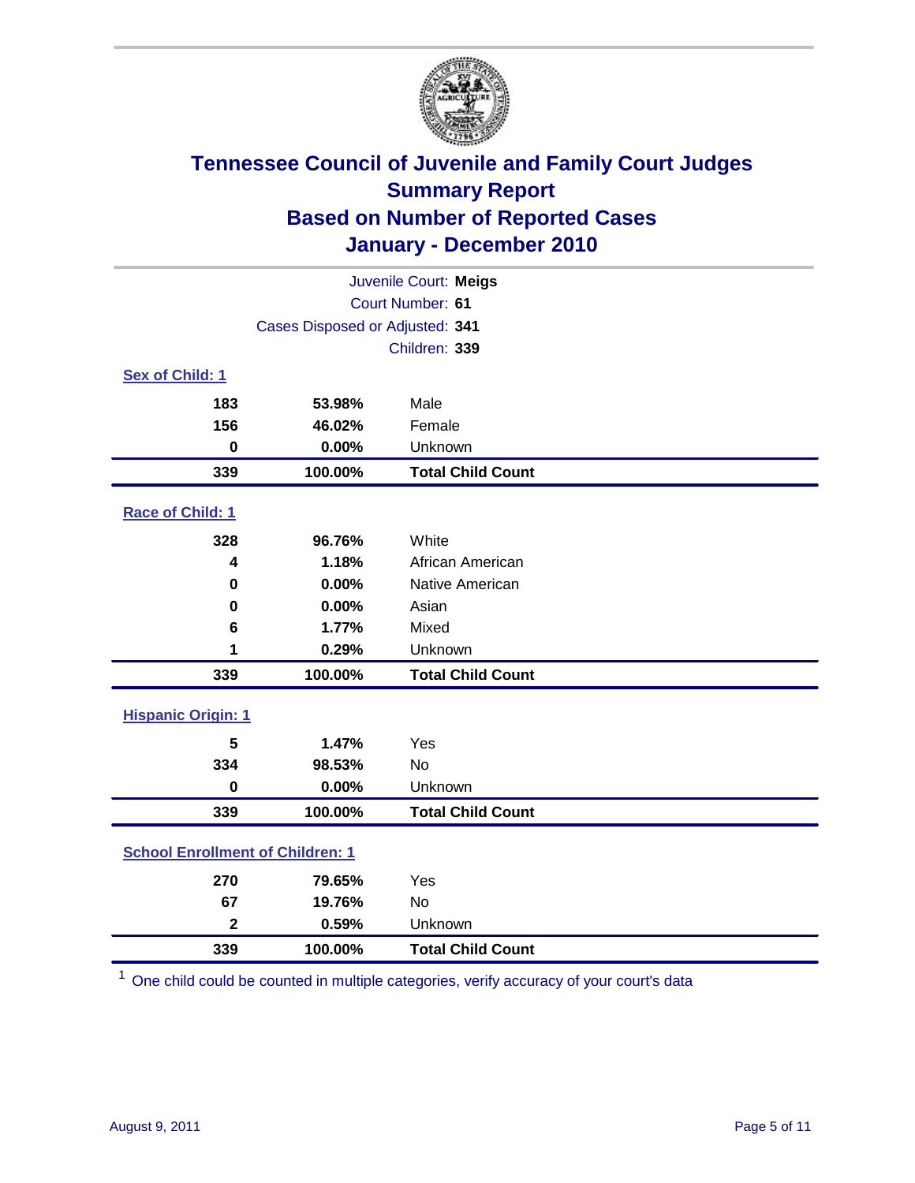# Tennessee Council of Juvenile and Family Court Judges
## Summary Report
## Based on Number of Reported Cases
## January - December 2010

Juvenile Court: **Meigs**

Court Number: **61**

Cases Disposed or Adjusted: **341**

Children: **339**

### Sex of Child: 1

| Count | Percent | Category |
|---|---|---|
| 183 | 53.98% | Male |
| 156 | 46.02% | Female |
| 0 | 0.00% | Unknown |
| **339** | **100.00%** | **Total Child Count** |

### Race of Child: 1

| Count | Percent | Category |
|---|---|---|
| 328 | 96.76% | White |
| 4 | 1.18% | African American |
| 0 | 0.00% | Native American |
| 0 | 0.00% | Asian |
| 6 | 1.77% | Mixed |
| 1 | 0.29% | Unknown |
| **339** | **100.00%** | **Total Child Count** |

### Hispanic Origin: 1

| Count | Percent | Category |
|---|---|---|
| 5 | 1.47% | Yes |
| 334 | 98.53% | No |
| 0 | 0.00% | Unknown |
| **339** | **100.00%** | **Total Child Count** |

### School Enrollment of Children: 1

| Count | Percent | Category |
|---|---|---|
| 270 | 79.65% | Yes |
| 67 | 19.76% | No |
| 2 | 0.59% | Unknown |
| **339** | **100.00%** | **Total Child Count** |

[1] One child could be counted in multiple categories, verify accuracy of your court's data

August 9, 2011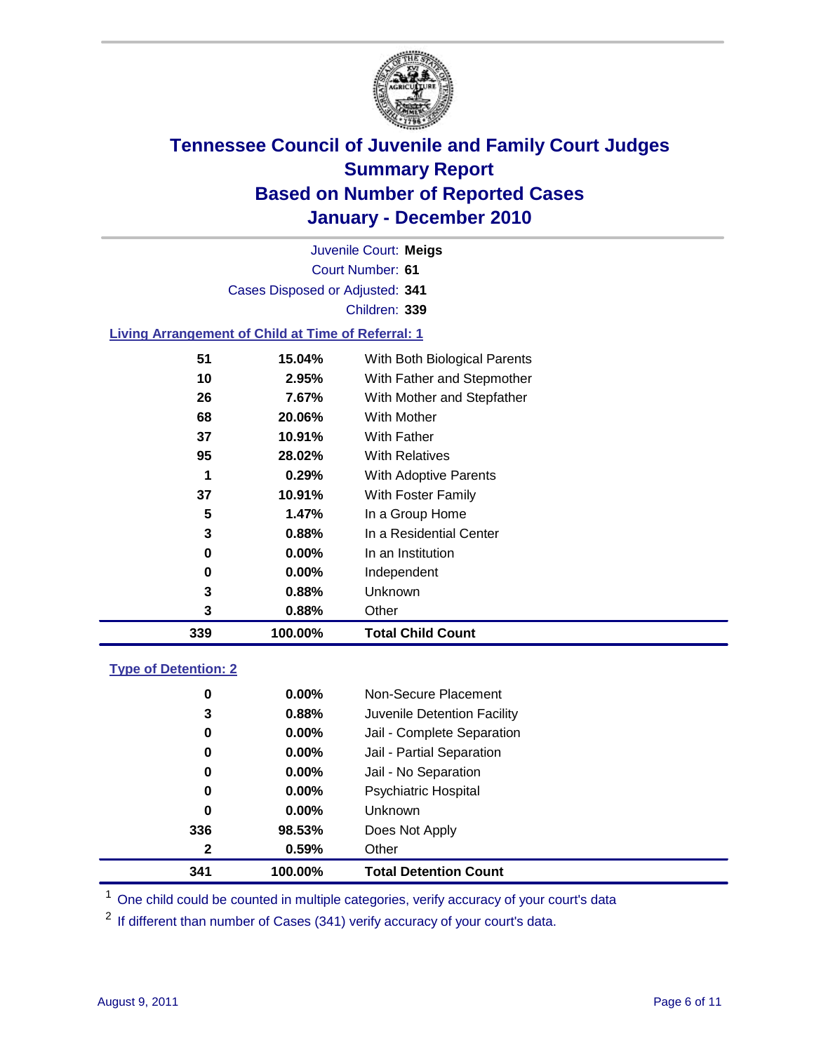# Tennessee Council of Juvenile and Family Court Judges
## Summary Report
## Based on Number of Reported Cases
## January - December 2010

Juvenile Court: **Meigs**
Court Number: **61**
Cases Disposed or Adjusted: **341**
Children: **339**

### Living Arrangement of Child at Time of Referral: 1

| | | |
|---|---|---|
| 51 | 15.04% | With Both Biological Parents |
| 10 | 2.95% | With Father and Stepmother |
| 26 | 7.67% | With Mother and Stepfather |
| 68 | 20.06% | With Mother |
| 37 | 10.91% | With Father |
| 95 | 28.02% | With Relatives |
| 1 | 0.29% | With Adoptive Parents |
| 37 | 10.91% | With Foster Family |
| 5 | 1.47% | In a Group Home |
| 3 | 0.88% | In a Residential Center |
| 0 | 0.00% | In an Institution |
| 0 | 0.00% | Independent |
| 3 | 0.88% | Unknown |
| 3 | 0.88% | Other |
| **339** | **100.00%** | **Total Child Count** |

### Type of Detention: 2

| | | |
|---|---|---|
| 0 | 0.00% | Non-Secure Placement |
| 3 | 0.88% | Juvenile Detention Facility |
| 0 | 0.00% | Jail - Complete Separation |
| 0 | 0.00% | Jail - Partial Separation |
| 0 | 0.00% | Jail - No Separation |
| 0 | 0.00% | Psychiatric Hospital |
| 0 | 0.00% | Unknown |
| 336 | 98.53% | Does Not Apply |
| 2 | 0.59% | Other |
| **341** | **100.00%** | **Total Detention Count** |

[1] One child could be counted in multiple categories, verify accuracy of your court's data

[2] If different than number of Cases (341) verify accuracy of your court's data.

August 9, 2011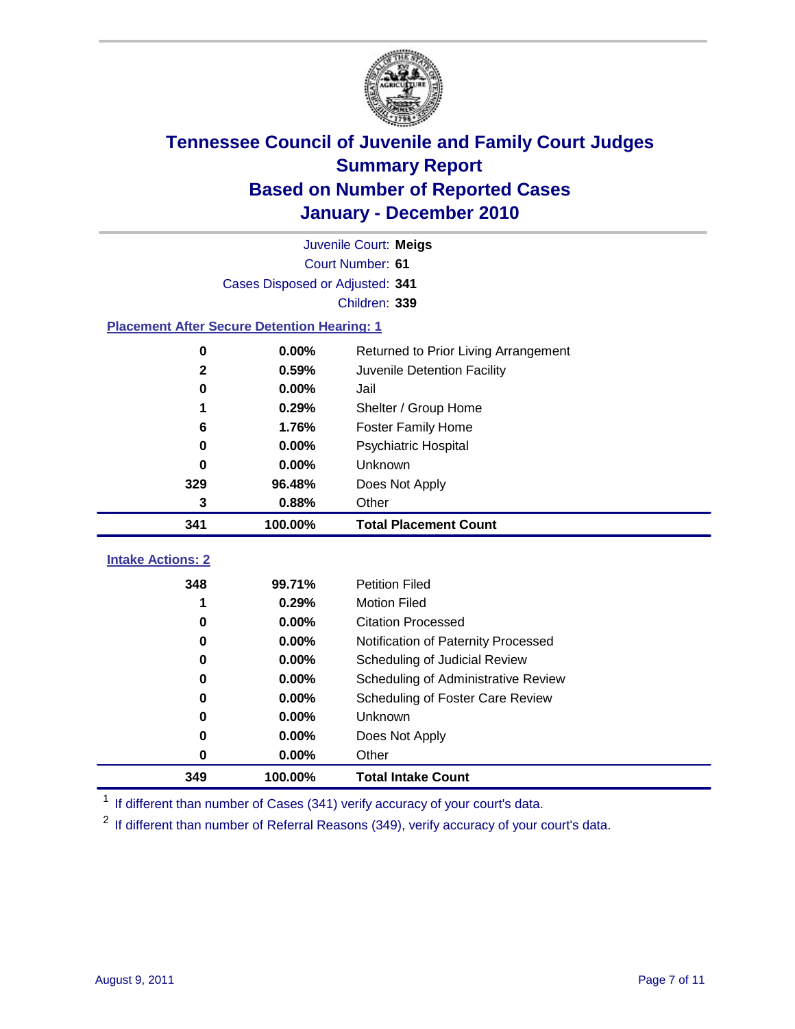# Tennessee Council of Juvenile and Family Court Judges
## Summary Report
## Based on Number of Reported Cases
## January - December 2010

Juvenile Court: **Meigs**
Court Number: **61**
Cases Disposed or Adjusted: **341**
Children: **339**

### Placement After Secure Detention Hearing: 1

| Count | Percent | Placement |
|---|---|---|
| 0 | 0.00% | Returned to Prior Living Arrangement |
| 2 | 0.59% | Juvenile Detention Facility |
| 0 | 0.00% | Jail |
| 1 | 0.29% | Shelter / Group Home |
| 6 | 1.76% | Foster Family Home |
| 0 | 0.00% | Psychiatric Hospital |
| 0 | 0.00% | Unknown |
| 329 | 96.48% | Does Not Apply |
| 3 | 0.88% | Other |
| **341** | **100.00%** | **Total Placement Count** |

### Intake Actions: 2

| Count | Percent | Intake Action |
|---|---|---|
| 348 | 99.71% | Petition Filed |
| 1 | 0.29% | Motion Filed |
| 0 | 0.00% | Citation Processed |
| 0 | 0.00% | Notification of Paternity Processed |
| 0 | 0.00% | Scheduling of Judicial Review |
| 0 | 0.00% | Scheduling of Administrative Review |
| 0 | 0.00% | Scheduling of Foster Care Review |
| 0 | 0.00% | Unknown |
| 0 | 0.00% | Does Not Apply |
| 0 | 0.00% | Other |
| **349** | **100.00%** | **Total Intake Count** |

[1] If different than number of Cases (341) verify accuracy of your court's data.

[2] If different than number of Referral Reasons (349), verify accuracy of your court's data.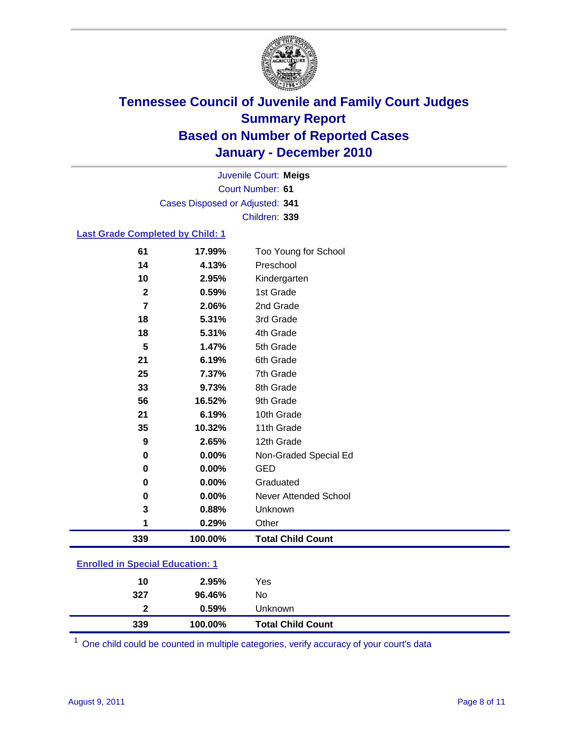# Tennessee Council of Juvenile and Family Court Judges
## Summary Report
## Based on Number of Reported Cases
## January - December 2010

Juvenile Court: **Meigs**

Court Number: **61**

Cases Disposed or Adjusted: **341**

Children: **339**

### Last Grade Completed by Child: 1

| Count | Percent | Category |
|---|---|---|
| 61 | 17.99% | Too Young for School |
| 14 | 4.13% | Preschool |
| 10 | 2.95% | Kindergarten |
| 2 | 0.59% | 1st Grade |
| 7 | 2.06% | 2nd Grade |
| 18 | 5.31% | 3rd Grade |
| 18 | 5.31% | 4th Grade |
| 5 | 1.47% | 5th Grade |
| 21 | 6.19% | 6th Grade |
| 25 | 7.37% | 7th Grade |
| 33 | 9.73% | 8th Grade |
| 56 | 16.52% | 9th Grade |
| 21 | 6.19% | 10th Grade |
| 35 | 10.32% | 11th Grade |
| 9 | 2.65% | 12th Grade |
| 0 | 0.00% | Non-Graded Special Ed |
| 0 | 0.00% | GED |
| 0 | 0.00% | Graduated |
| 0 | 0.00% | Never Attended School |
| 3 | 0.88% | Unknown |
| 1 | 0.29% | Other |
| **339** | **100.00%** | **Total Child Count** |

### Enrolled in Special Education: 1

| Count | Percent | Category |
|---|---|---|
| 10 | 2.95% | Yes |
| 327 | 96.46% | No |
| 2 | 0.59% | Unknown |
| **339** | **100.00%** | **Total Child Count** |

[1] One child could be counted in multiple categories, verify accuracy of your court's data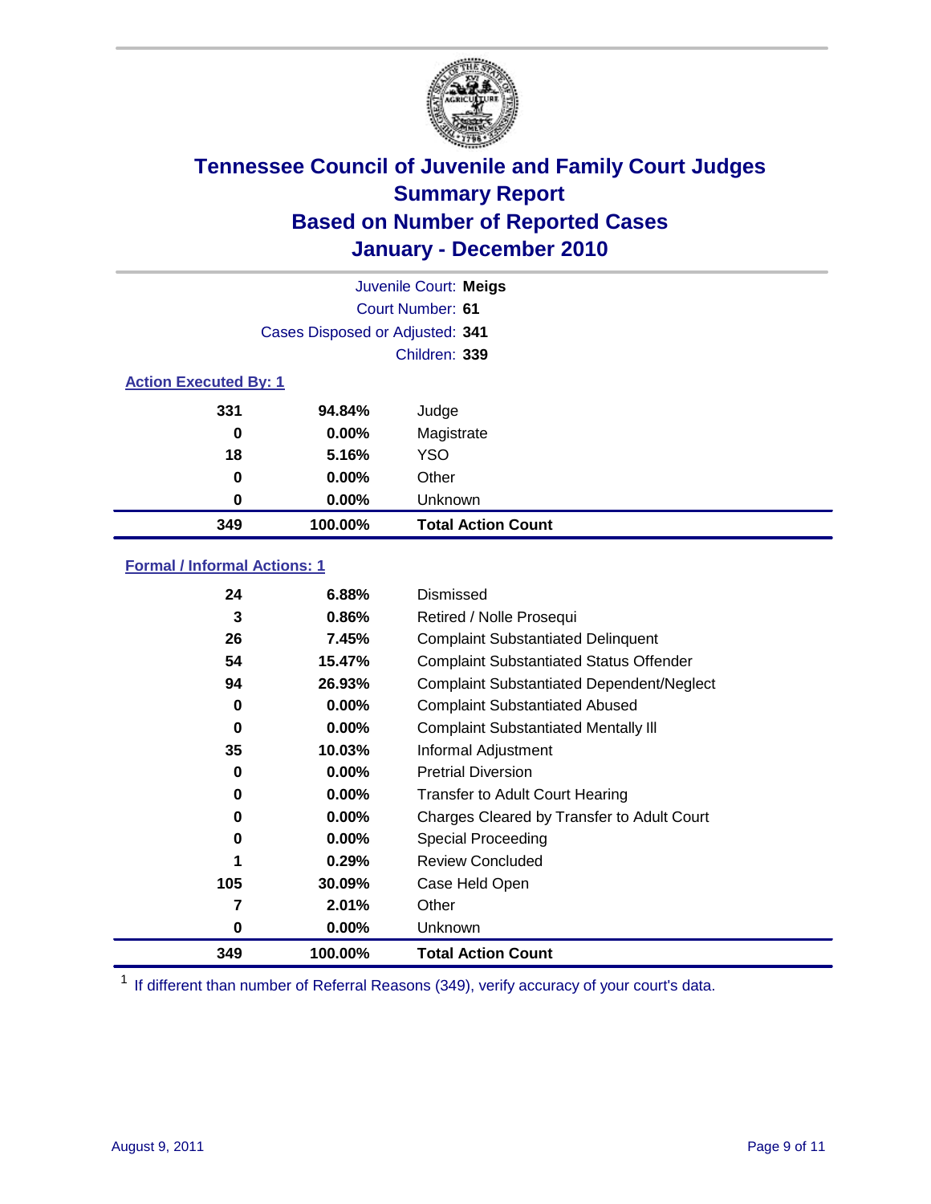# Tennessee Council of Juvenile and Family Court Judges
## Summary Report
## Based on Number of Reported Cases
## January - December 2010

Juvenile Court: **Meigs**
Court Number: **61**
Cases Disposed or Adjusted: **341**
Children: **339**

### Action Executed By: 1

| | | |
|---|---|---|
| 331 | 94.84% | Judge |
| 0 | 0.00% | Magistrate |
| 18 | 5.16% | YSO |
| 0 | 0.00% | Other |
| 0 | 0.00% | Unknown |
| **349** | **100.00%** | **Total Action Count** |

### Formal / Informal Actions: 1

| | | |
|---|---|---|
| 24 | 6.88% | Dismissed |
| 3 | 0.86% | Retired / Nolle Prosequi |
| 26 | 7.45% | Complaint Substantiated Delinquent |
| 54 | 15.47% | Complaint Substantiated Status Offender |
| 94 | 26.93% | Complaint Substantiated Dependent/Neglect |
| 0 | 0.00% | Complaint Substantiated Abused |
| 0 | 0.00% | Complaint Substantiated Mentally Ill |
| 35 | 10.03% | Informal Adjustment |
| 0 | 0.00% | Pretrial Diversion |
| 0 | 0.00% | Transfer to Adult Court Hearing |
| 0 | 0.00% | Charges Cleared by Transfer to Adult Court |
| 0 | 0.00% | Special Proceeding |
| 1 | 0.29% | Review Concluded |
| 105 | 30.09% | Case Held Open |
| 7 | 2.01% | Other |
| 0 | 0.00% | Unknown |
| **349** | **100.00%** | **Total Action Count** |

[1] If different than number of Referral Reasons (349), verify accuracy of your court's data.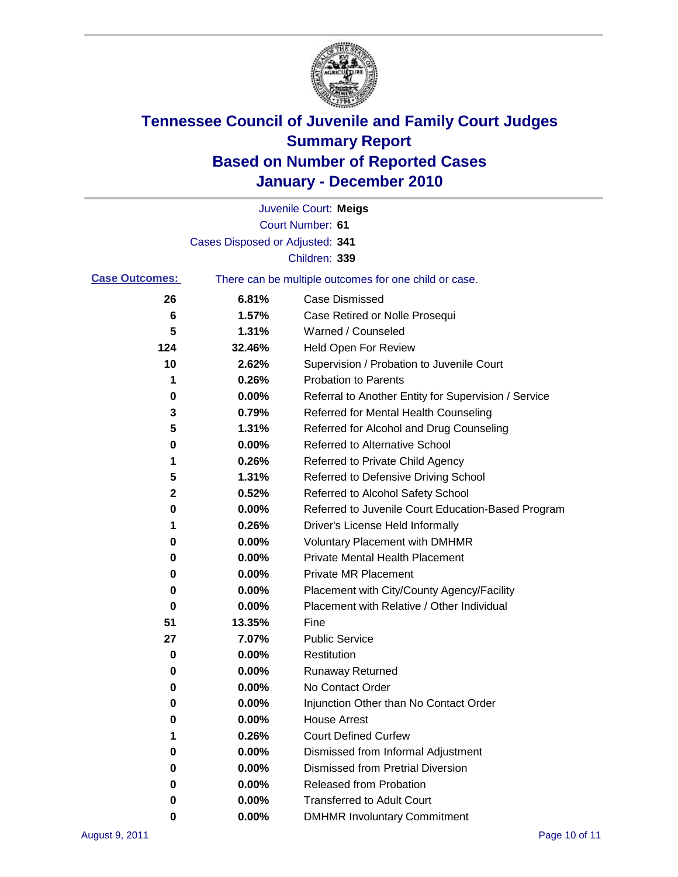# Tennessee Council of Juvenile and Family Court Judges
# Summary Report
# Based on Number of Reported Cases
# January - December 2010

Juvenile Court: **Meigs**

Court Number: **61**

Cases Disposed or Adjusted: **341**

Children: **339**

**Case Outcomes:** There can be multiple outcomes for one child or case.

| Count | Percent | Outcome |
|---|---|---|
| 26 | 6.81% | Case Dismissed |
| 6 | 1.57% | Case Retired or Nolle Prosequi |
| 5 | 1.31% | Warned / Counseled |
| 124 | 32.46% | Held Open For Review |
| 10 | 2.62% | Supervision / Probation to Juvenile Court |
| 1 | 0.26% | Probation to Parents |
| 0 | 0.00% | Referral to Another Entity for Supervision / Service |
| 3 | 0.79% | Referred for Mental Health Counseling |
| 5 | 1.31% | Referred for Alcohol and Drug Counseling |
| 0 | 0.00% | Referred to Alternative School |
| 1 | 0.26% | Referred to Private Child Agency |
| 5 | 1.31% | Referred to Defensive Driving School |
| 2 | 0.52% | Referred to Alcohol Safety School |
| 0 | 0.00% | Referred to Juvenile Court Education-Based Program |
| 1 | 0.26% | Driver's License Held Informally |
| 0 | 0.00% | Voluntary Placement with DMHMR |
| 0 | 0.00% | Private Mental Health Placement |
| 0 | 0.00% | Private MR Placement |
| 0 | 0.00% | Placement with City/County Agency/Facility |
| 0 | 0.00% | Placement with Relative / Other Individual |
| 51 | 13.35% | Fine |
| 27 | 7.07% | Public Service |
| 0 | 0.00% | Restitution |
| 0 | 0.00% | Runaway Returned |
| 0 | 0.00% | No Contact Order |
| 0 | 0.00% | Injunction Other than No Contact Order |
| 0 | 0.00% | House Arrest |
| 1 | 0.26% | Court Defined Curfew |
| 0 | 0.00% | Dismissed from Informal Adjustment |
| 0 | 0.00% | Dismissed from Pretrial Diversion |
| 0 | 0.00% | Released from Probation |
| 0 | 0.00% | Transferred to Adult Court |
| 0 | 0.00% | DMHMR Involuntary Commitment |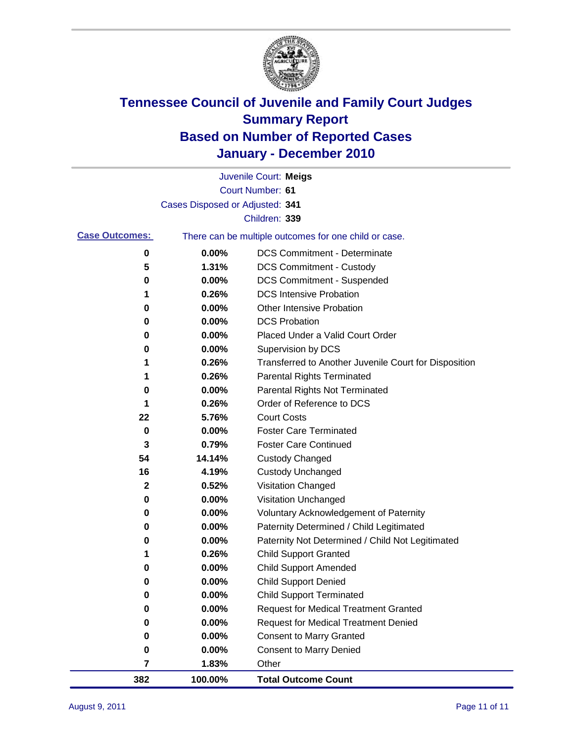# Tennessee Council of Juvenile and Family Court Judges
## Summary Report
## Based on Number of Reported Cases
## January - December 2010

Juvenile Court: **Meigs**

Court Number: **61**

Cases Disposed or Adjusted: **341**

Children: **339**

**Case Outcomes:** There can be multiple outcomes for one child or case.

| | | |
|---|---|---|
| 0 | 0.00% | DCS Commitment - Determinate |
| 5 | 1.31% | DCS Commitment - Custody |
| 0 | 0.00% | DCS Commitment - Suspended |
| 1 | 0.26% | DCS Intensive Probation |
| 0 | 0.00% | Other Intensive Probation |
| 0 | 0.00% | DCS Probation |
| 0 | 0.00% | Placed Under a Valid Court Order |
| 0 | 0.00% | Supervision by DCS |
| 1 | 0.26% | Transferred to Another Juvenile Court for Disposition |
| 1 | 0.26% | Parental Rights Terminated |
| 0 | 0.00% | Parental Rights Not Terminated |
| 1 | 0.26% | Order of Reference to DCS |
| 22 | 5.76% | Court Costs |
| 0 | 0.00% | Foster Care Terminated |
| 3 | 0.79% | Foster Care Continued |
| 54 | 14.14% | Custody Changed |
| 16 | 4.19% | Custody Unchanged |
| 2 | 0.52% | Visitation Changed |
| 0 | 0.00% | Visitation Unchanged |
| 0 | 0.00% | Voluntary Acknowledgement of Paternity |
| 0 | 0.00% | Paternity Determined / Child Legitimated |
| 0 | 0.00% | Paternity Not Determined / Child Not Legitimated |
| 1 | 0.26% | Child Support Granted |
| 0 | 0.00% | Child Support Amended |
| 0 | 0.00% | Child Support Denied |
| 0 | 0.00% | Child Support Terminated |
| 0 | 0.00% | Request for Medical Treatment Granted |
| 0 | 0.00% | Request for Medical Treatment Denied |
| 0 | 0.00% | Consent to Marry Granted |
| 0 | 0.00% | Consent to Marry Denied |
| 7 | 1.83% | Other |
| **382** | **100.00%** | **Total Outcome Count** |